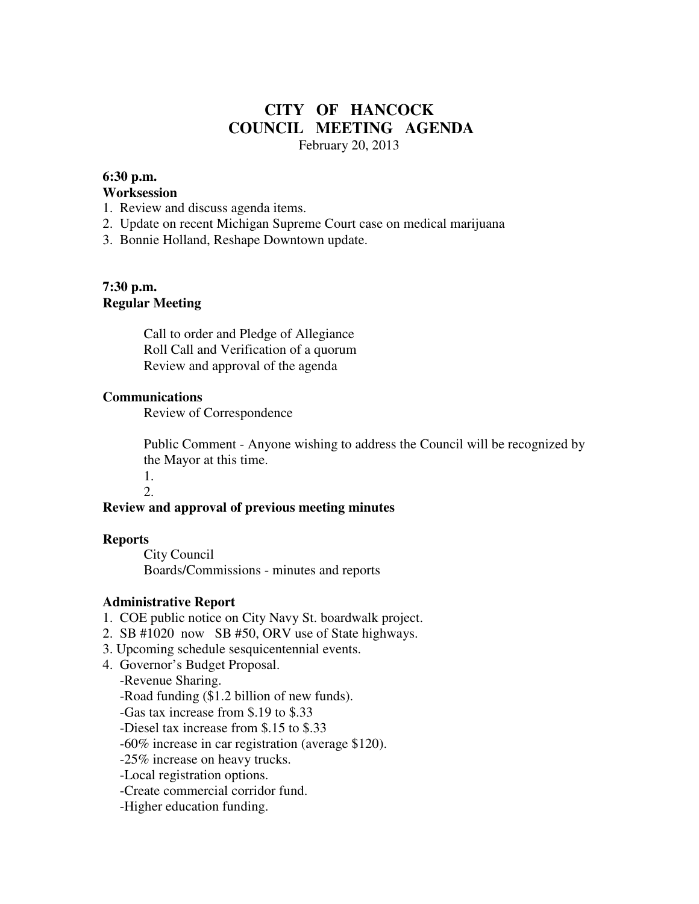# CITY OF HANCOCK
# COUNCIL MEETING AGENDA

February 20, 2013

**6:30 p.m.**
**Worksession**

1. Review and discuss agenda items.
2. Update on recent Michigan Supreme Court case on medical marijuana
3. Bonnie Holland, Reshape Downtown update.

**7:30 p.m.**
**Regular Meeting**

Call to order and Pledge of Allegiance
Roll Call and Verification of a quorum
Review and approval of the agenda

**Communications**

Review of Correspondence

Public Comment - Anyone wishing to address the Council will be recognized by the Mayor at this time.

1.
2.

**Review and approval of previous meeting minutes**

**Reports**

City Council
Boards/Commissions - minutes and reports

**Administrative Report**

1. COE public notice on City Navy St. boardwalk project.
2. SB #1020 now SB #50, ORV use of State highways.
3. Upcoming schedule sesquicentennial events.
4. Governor's Budget Proposal.
   - Revenue Sharing.
   - Road funding ($1.2 billion of new funds).
   - Gas tax increase from $.19 to $.33
   - Diesel tax increase from $.15 to $.33
   - 60% increase in car registration (average $120).
   - 25% increase on heavy trucks.
   - Local registration options.
   - Create commercial corridor fund.
   - Higher education funding.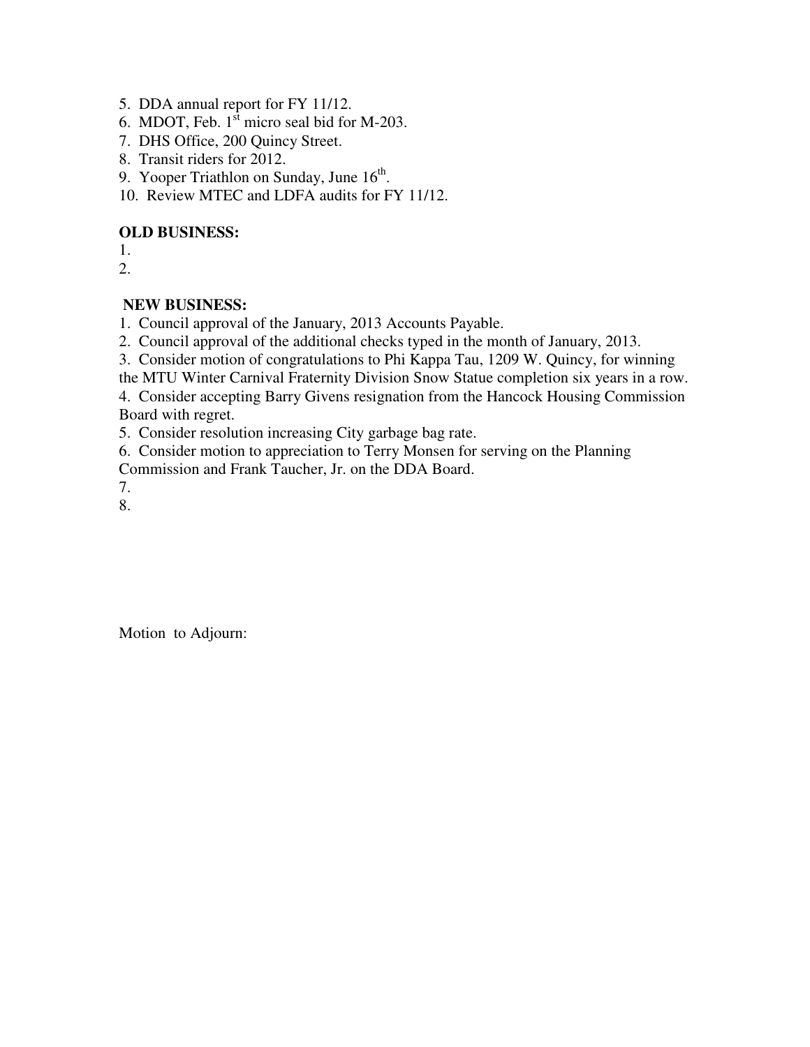5. DDA annual report for FY 11/12.
6. MDOT, Feb. 1st micro seal bid for M-203.
7. DHS Office, 200 Quincy Street.
8. Transit riders for 2012.
9. Yooper Triathlon on Sunday, June 16th.
10. Review MTEC and LDFA audits for FY 11/12.

**OLD BUSINESS:**

1.
2.

**NEW BUSINESS:**

1. Council approval of the January, 2013 Accounts Payable.
2. Council approval of the additional checks typed in the month of January, 2013.
3. Consider motion of congratulations to Phi Kappa Tau, 1209 W. Quincy, for winning the MTU Winter Carnival Fraternity Division Snow Statue completion six years in a row.
4. Consider accepting Barry Givens resignation from the Hancock Housing Commission Board with regret.
5. Consider resolution increasing City garbage bag rate.
6. Consider motion to appreciation to Terry Monsen for serving on the Planning Commission and Frank Taucher, Jr. on the DDA Board.
7.
8.

Motion to Adjourn: